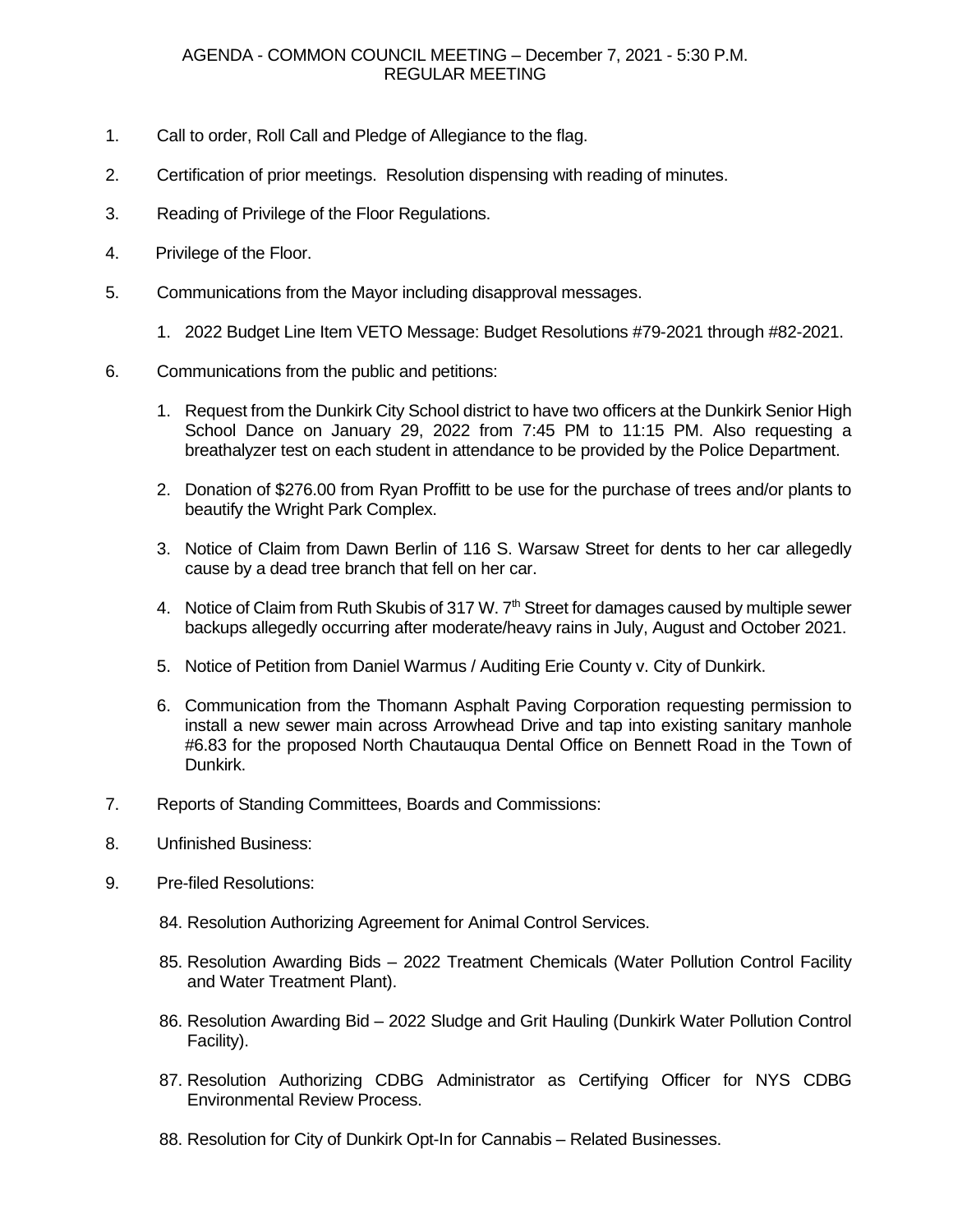# AGENDA - COMMON COUNCIL MEETING – December 7, 2021 - 5:30 P.M.
## REGULAR MEETING

1. Call to order, Roll Call and Pledge of Allegiance to the flag.

2. Certification of prior meetings. Resolution dispensing with reading of minutes.

3. Reading of Privilege of the Floor Regulations.

4. Privilege of the Floor.

5. Communications from the Mayor including disapproval messages.

   1. 2022 Budget Line Item VETO Message: Budget Resolutions #79-2021 through #82-2021.

6. Communications from the public and petitions:

   1. Request from the Dunkirk City School district to have two officers at the Dunkirk Senior High School Dance on January 29, 2022 from 7:45 PM to 11:15 PM. Also requesting a breathalyzer test on each student in attendance to be provided by the Police Department.

   2. Donation of $276.00 from Ryan Proffitt to be use for the purchase of trees and/or plants to beautify the Wright Park Complex.

   3. Notice of Claim from Dawn Berlin of 116 S. Warsaw Street for dents to her car allegedly cause by a dead tree branch that fell on her car.

   4. Notice of Claim from Ruth Skubis of 317 W. 7th Street for damages caused by multiple sewer backups allegedly occurring after moderate/heavy rains in July, August and October 2021.

   5. Notice of Petition from Daniel Warmus / Auditing Erie County v. City of Dunkirk.

   6. Communication from the Thomann Asphalt Paving Corporation requesting permission to install a new sewer main across Arrowhead Drive and tap into existing sanitary manhole #6.83 for the proposed North Chautauqua Dental Office on Bennett Road in the Town of Dunkirk.

7. Reports of Standing Committees, Boards and Commissions:

8. Unfinished Business:

9. Pre-filed Resolutions:

   84. Resolution Authorizing Agreement for Animal Control Services.

   85. Resolution Awarding Bids – 2022 Treatment Chemicals (Water Pollution Control Facility and Water Treatment Plant).

   86. Resolution Awarding Bid – 2022 Sludge and Grit Hauling (Dunkirk Water Pollution Control Facility).

   87. Resolution Authorizing CDBG Administrator as Certifying Officer for NYS CDBG Environmental Review Process.

   88. Resolution for City of Dunkirk Opt-In for Cannabis – Related Businesses.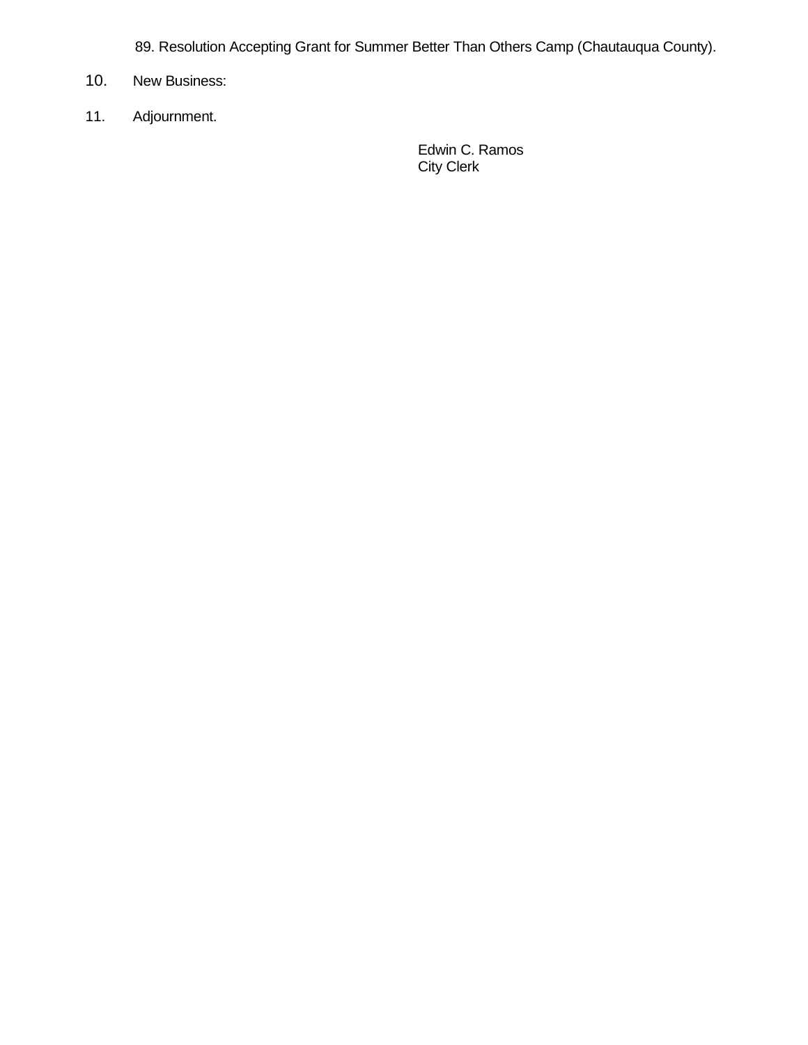89. Resolution Accepting Grant for Summer Better Than Others Camp (Chautauqua County).

10. New Business:

11. Adjournment.

Edwin C. Ramos
City Clerk